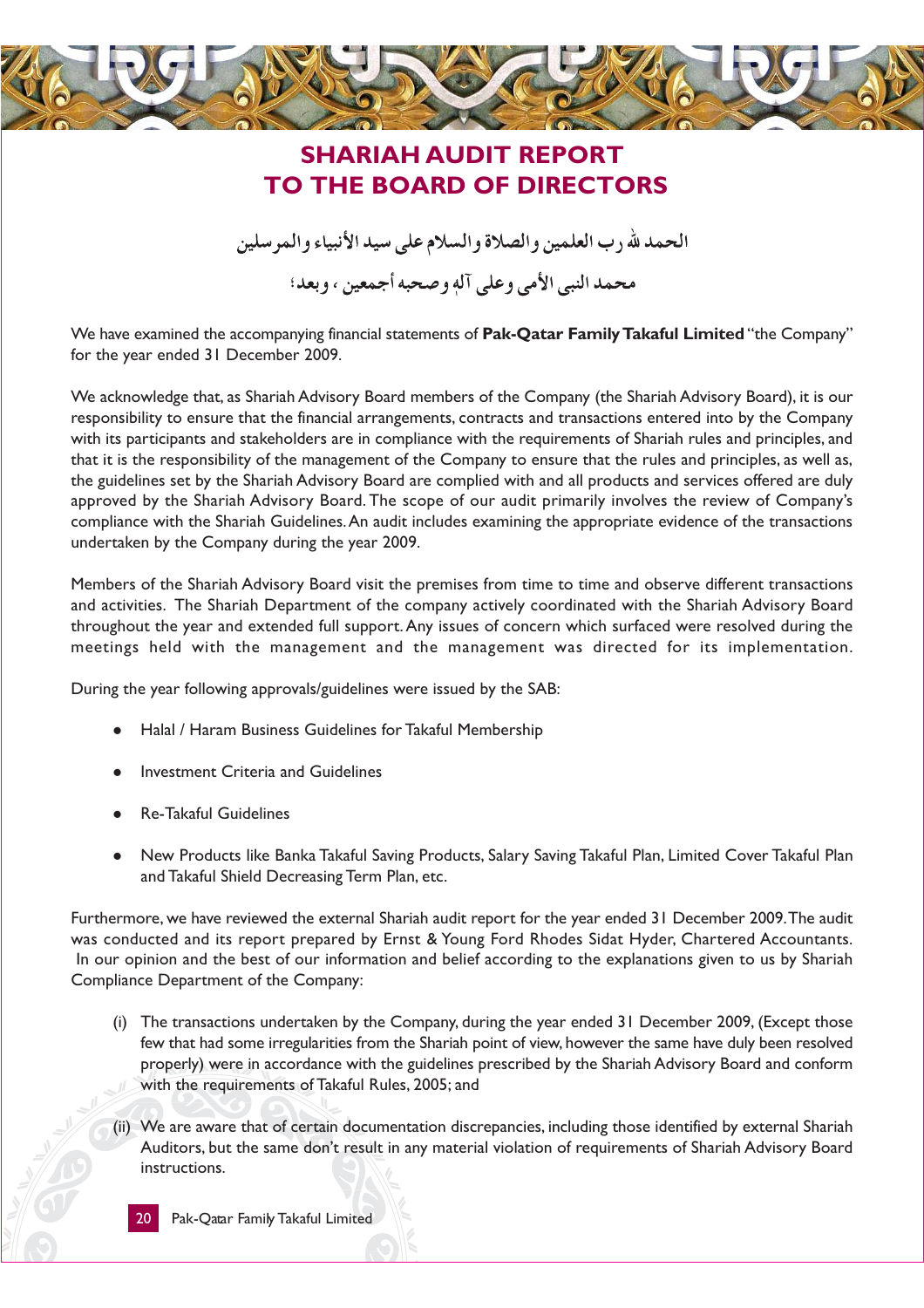# SHARIAH AUDIT REPORT TO THE BOARD OF DIRECTORS

الحمد لله رب العلمين والصلاة والسلام على سيد الأنبياء والمرسلين

محمد النبى الأمى وعلى آلهٖ وصحبه أجمعين ، وبعد؛

We have examined the accompanying financial statements of **Pak-Qatar Family Takaful Limited** "the Company" for the year ended 31 December 2009.

We acknowledge that, as Shariah Advisory Board members of the Company (the Shariah Advisory Board), it is our responsibility to ensure that the financial arrangements, contracts and transactions entered into by the Company with its participants and stakeholders are in compliance with the requirements of Shariah rules and principles, and that it is the responsibility of the management of the Company to ensure that the rules and principles, as well as, the guidelines set by the Shariah Advisory Board are complied with and all products and services offered are duly approved by the Shariah Advisory Board. The scope of our audit primarily involves the review of Company's compliance with the Shariah Guidelines. An audit includes examining the appropriate evidence of the transactions undertaken by the Company during the year 2009.

Members of the Shariah Advisory Board visit the premises from time to time and observe different transactions and activities. The Shariah Department of the company actively coordinated with the Shariah Advisory Board throughout the year and extended full support. Any issues of concern which surfaced were resolved during the meetings held with the management and the management was directed for its implementation.

During the year following approvals/guidelines were issued by the SAB:

- Halal / Haram Business Guidelines for Takaful Membership
- Investment Criteria and Guidelines
- Re-Takaful Guidelines
- New Products like Banka Takaful Saving Products, Salary Saving Takaful Plan, Limited Cover Takaful Plan and Takaful Shield Decreasing Term Plan, etc.

Furthermore, we have reviewed the external Shariah audit report for the year ended 31 December 2009. The audit was conducted and its report prepared by Ernst & Young Ford Rhodes Sidat Hyder, Chartered Accountants. In our opinion and the best of our information and belief according to the explanations given to us by Shariah Compliance Department of the Company:

(i) The transactions undertaken by the Company, during the year ended 31 December 2009, (Except those few that had some irregularities from the Shariah point of view, however the same have duly been resolved properly) were in accordance with the guidelines prescribed by the Shariah Advisory Board and conform with the requirements of Takaful Rules, 2005; and

(ii) We are aware that of certain documentation discrepancies, including those identified by external Shariah Auditors, but the same don't result in any material violation of requirements of Shariah Advisory Board instructions.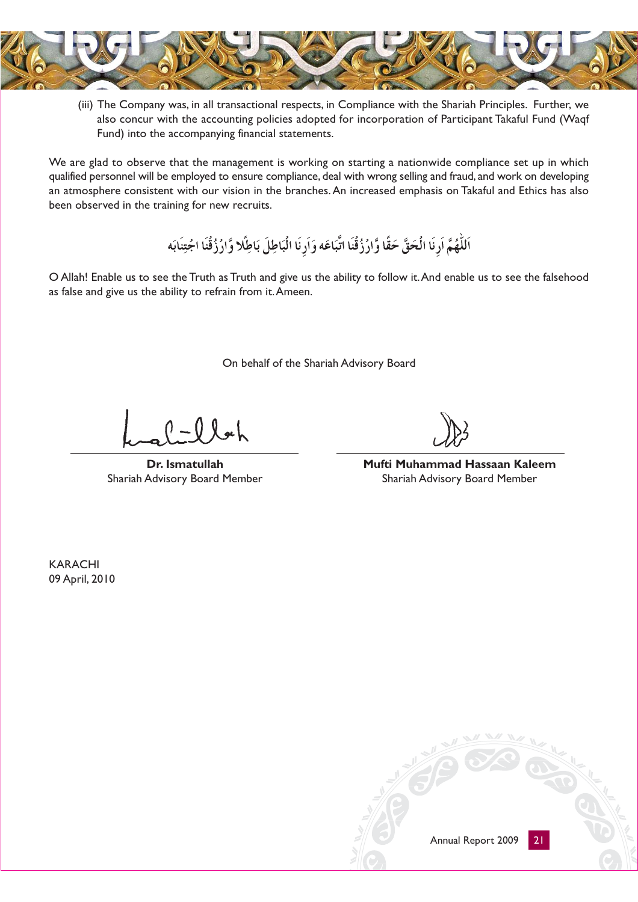(iii) The Company was, in all transactional respects, in Compliance with the Shariah Principles. Further, we also concur with the accounting policies adopted for incorporation of Participant Takaful Fund (Waqf Fund) into the accompanying financial statements.

We are glad to observe that the management is working on starting a nationwide compliance set up in which qualified personnel will be employed to ensure compliance, deal with wrong selling and fraud, and work on developing an atmosphere consistent with our vision in the branches. An increased emphasis on Takaful and Ethics has also been observed in the training for new recruits.

اَللّٰهُمَّ اَرِنَا الْحَقَّ حَقًّا وَّارْزُقْنَا اتِّبَاعَه وَاَرِنَا الْبَاطِلَ بَاطِلًا وَّارْزُقْنَا اجْتِنَابَه

O Allah! Enable us to see the Truth as Truth and give us the ability to follow it. And enable us to see the falsehood as false and give us the ability to refrain from it. Ameen.

On behalf of the Shariah Advisory Board

**Dr. Ismatullah**
Shariah Advisory Board Member

**Mufti Muhammad Hassaan Kaleem**
Shariah Advisory Board Member

KARACHI
09 April, 2010